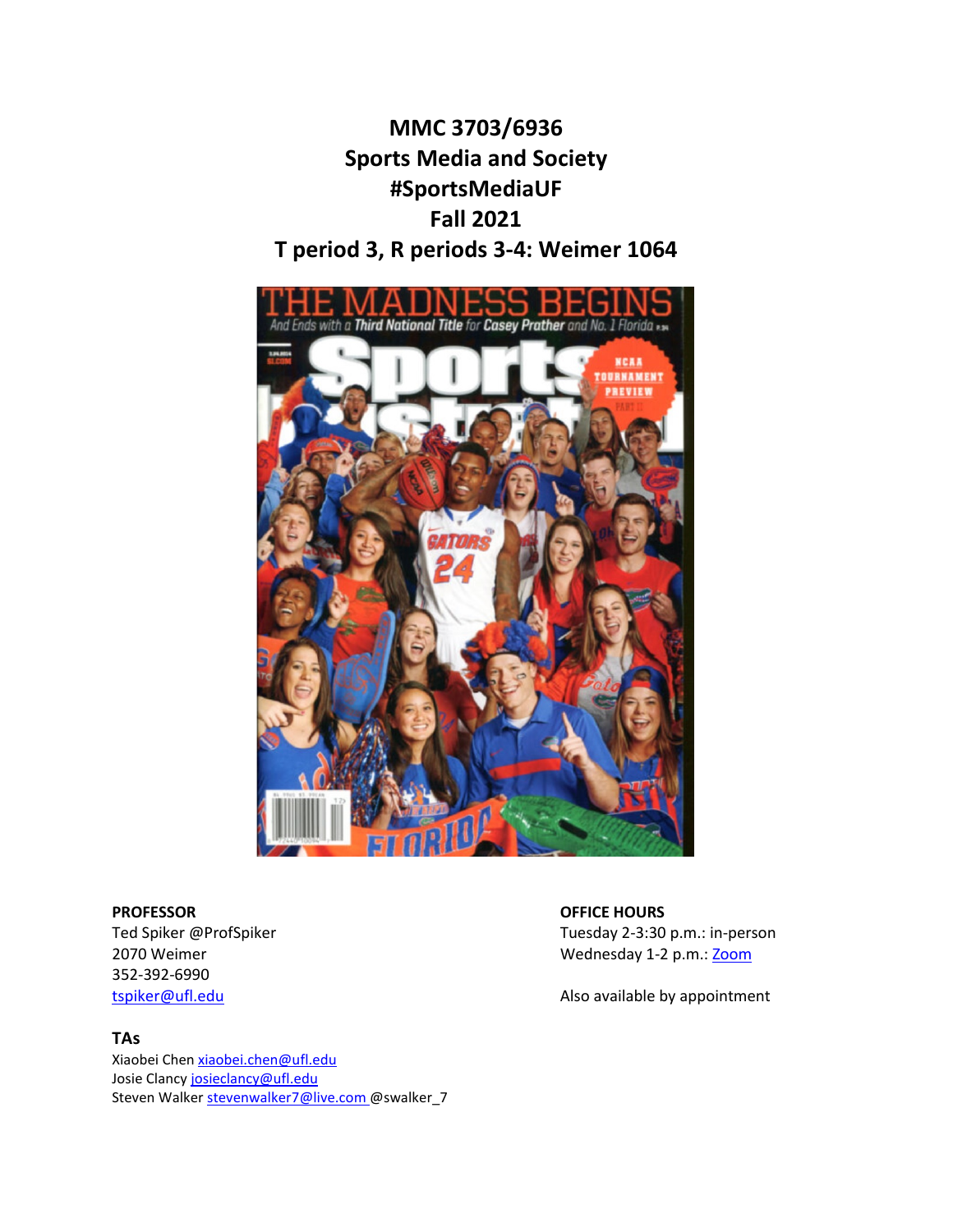# MMC 3703/6936
# Sports Media and Society
# #SportsMediaUF
# Fall 2021
# T period 3, R periods 3-4: Weimer 1064

**PROFESSOR**
Ted Spiker @ProfSpiker
2070 Weimer
352-392-6990
tspiker@ufl.edu

**OFFICE HOURS**
Tuesday 2-3:30 p.m.: in-person
Wednesday 1-2 p.m.: Zoom

Also available by appointment

## TAs

Xiaobei Chen xiaobei.chen@ufl.edu
Josie Clancy josieclancy@ufl.edu
Steven Walker stevenwalker7@live.com @swalker_7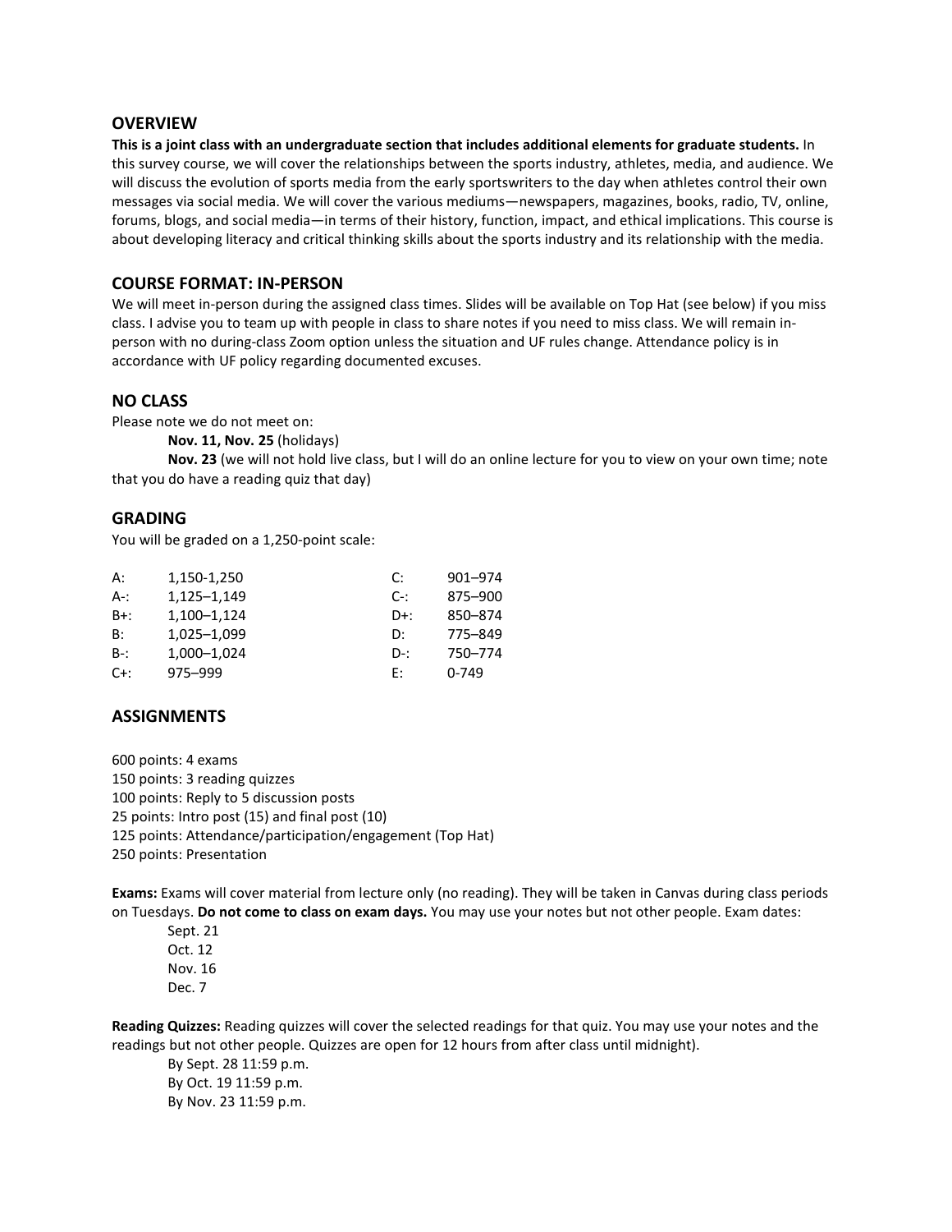## OVERVIEW

**This is a joint class with an undergraduate section that includes additional elements for graduate students.** In this survey course, we will cover the relationships between the sports industry, athletes, media, and audience. We will discuss the evolution of sports media from the early sportswriters to the day when athletes control their own messages via social media. We will cover the various mediums—newspapers, magazines, books, radio, TV, online, forums, blogs, and social media—in terms of their history, function, impact, and ethical implications. This course is about developing literacy and critical thinking skills about the sports industry and its relationship with the media.

## COURSE FORMAT: IN-PERSON

We will meet in-person during the assigned class times. Slides will be available on Top Hat (see below) if you miss class. I advise you to team up with people in class to share notes if you need to miss class. We will remain in-person with no during-class Zoom option unless the situation and UF rules change. Attendance policy is in accordance with UF policy regarding documented excuses.

## NO CLASS

Please note we do not meet on:

**Nov. 11, Nov. 25** (holidays)

**Nov. 23** (we will not hold live class, but I will do an online lecture for you to view on your own time; note that you do have a reading quiz that day)

## GRADING

You will be graded on a 1,250-point scale:

| | | | |
|---|---|---|---|
| A: | 1,150-1,250 | C: | 901–974 |
| A-: | 1,125–1,149 | C-: | 875–900 |
| B+: | 1,100–1,124 | D+: | 850–874 |
| B: | 1,025–1,099 | D: | 775–849 |
| B-: | 1,000–1,024 | D-: | 750–774 |
| C+: | 975–999 | E: | 0-749 |

## ASSIGNMENTS

600 points: 4 exams
150 points: 3 reading quizzes
100 points: Reply to 5 discussion posts
25 points: Intro post (15) and final post (10)
125 points: Attendance/participation/engagement (Top Hat)
250 points: Presentation

**Exams:** Exams will cover material from lecture only (no reading). They will be taken in Canvas during class periods on Tuesdays. **Do not come to class on exam days.** You may use your notes but not other people. Exam dates:

Sept. 21
Oct. 12
Nov. 16
Dec. 7

**Reading Quizzes:** Reading quizzes will cover the selected readings for that quiz. You may use your notes and the readings but not other people. Quizzes are open for 12 hours from after class until midnight).

By Sept. 28 11:59 p.m.
By Oct. 19 11:59 p.m.
By Nov. 23 11:59 p.m.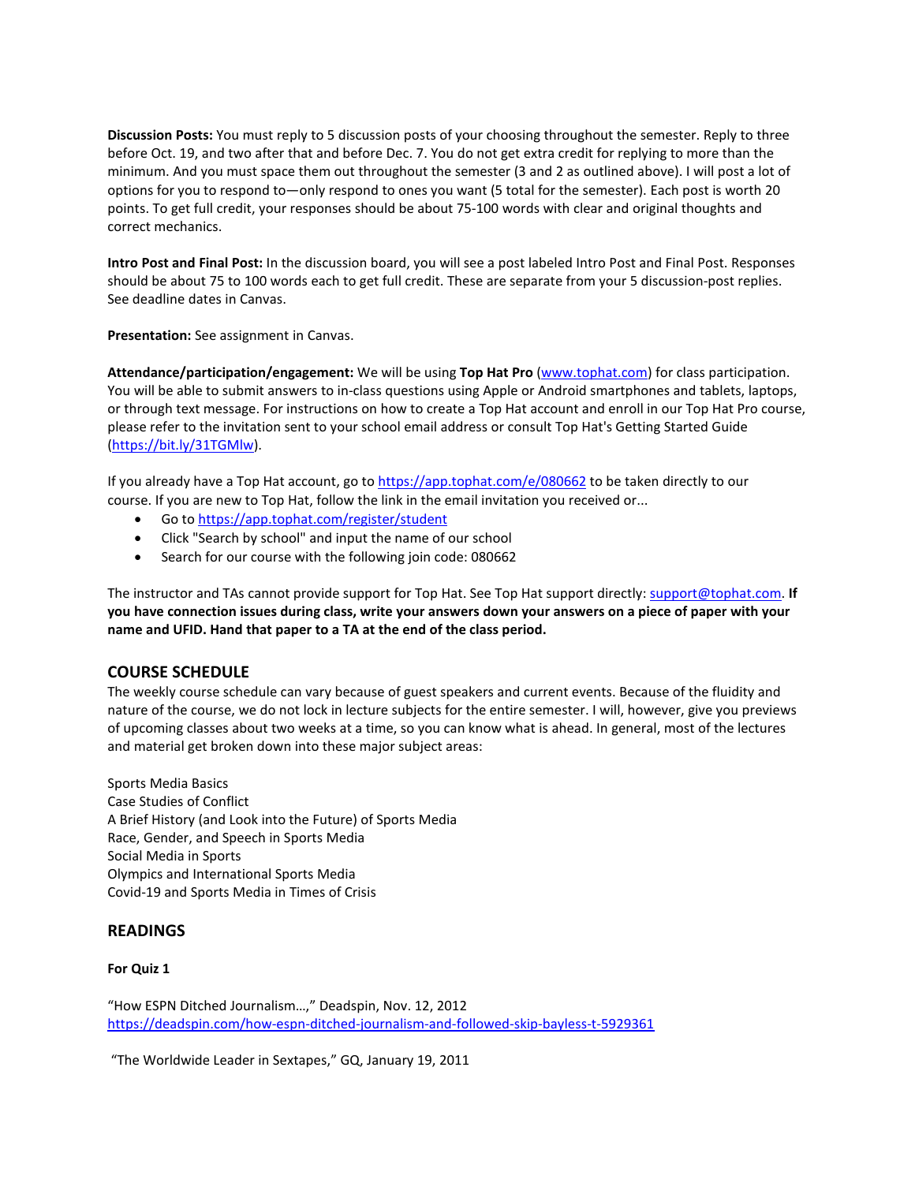**Discussion Posts:** You must reply to 5 discussion posts of your choosing throughout the semester. Reply to three before Oct. 19, and two after that and before Dec. 7. You do not get extra credit for replying to more than the minimum. And you must space them out throughout the semester (3 and 2 as outlined above). I will post a lot of options for you to respond to—only respond to ones you want (5 total for the semester). Each post is worth 20 points. To get full credit, your responses should be about 75-100 words with clear and original thoughts and correct mechanics.

**Intro Post and Final Post:** In the discussion board, you will see a post labeled Intro Post and Final Post. Responses should be about 75 to 100 words each to get full credit. These are separate from your 5 discussion-post replies. See deadline dates in Canvas.

**Presentation:** See assignment in Canvas.

**Attendance/participation/engagement:** We will be using **Top Hat Pro** ([www.tophat.com](www.tophat.com)) for class participation. You will be able to submit answers to in-class questions using Apple or Android smartphones and tablets, laptops, or through text message. For instructions on how to create a Top Hat account and enroll in our Top Hat Pro course, please refer to the invitation sent to your school email address or consult Top Hat's Getting Started Guide ([https://bit.ly/31TGMlw](https://bit.ly/31TGMlw)).

If you already have a Top Hat account, go to [https://app.tophat.com/e/080662](https://app.tophat.com/e/080662) to be taken directly to our course. If you are new to Top Hat, follow the link in the email invitation you received or...

- Go to [https://app.tophat.com/register/student](https://app.tophat.com/register/student)
- Click "Search by school" and input the name of our school
- Search for our course with the following join code: 080662

The instructor and TAs cannot provide support for Top Hat. See Top Hat support directly: [support@tophat.com](mailto:support@tophat.com). **If you have connection issues during class, write your answers down your answers on a piece of paper with your name and UFID. Hand that paper to a TA at the end of the class period.**

## COURSE SCHEDULE

The weekly course schedule can vary because of guest speakers and current events. Because of the fluidity and nature of the course, we do not lock in lecture subjects for the entire semester. I will, however, give you previews of upcoming classes about two weeks at a time, so you can know what is ahead. In general, most of the lectures and material get broken down into these major subject areas:

Sports Media Basics
Case Studies of Conflict
A Brief History (and Look into the Future) of Sports Media
Race, Gender, and Speech in Sports Media
Social Media in Sports
Olympics and International Sports Media
Covid-19 and Sports Media in Times of Crisis

## READINGS

**For Quiz 1**

"How ESPN Ditched Journalism…," Deadspin, Nov. 12, 2012
[https://deadspin.com/how-espn-ditched-journalism-and-followed-skip-bayless-t-5929361](https://deadspin.com/how-espn-ditched-journalism-and-followed-skip-bayless-t-5929361)

"The Worldwide Leader in Sextapes," GQ, January 19, 2011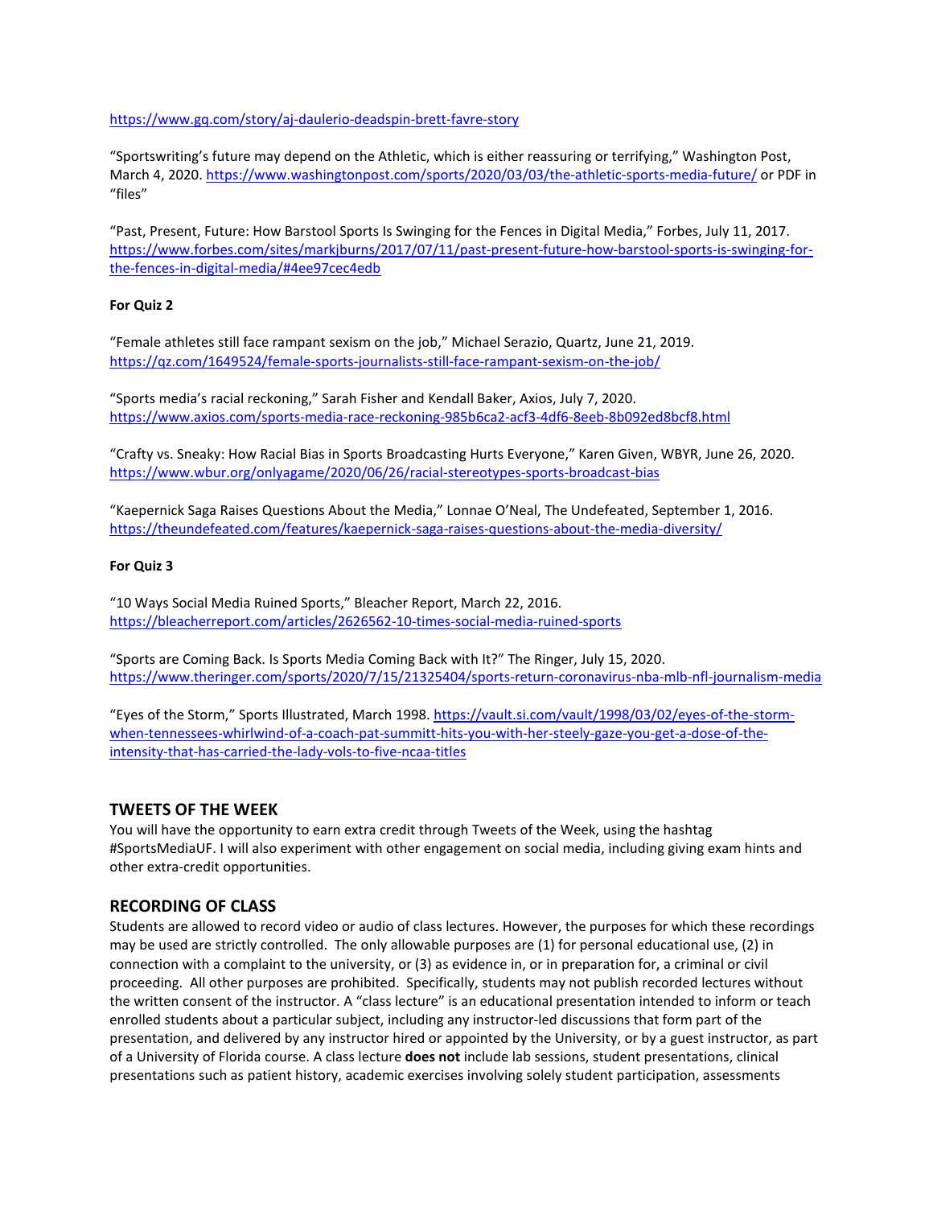https://www.gq.com/story/aj-daulerio-deadspin-brett-favre-story

"Sportswriting's future may depend on the Athletic, which is either reassuring or terrifying," Washington Post, March 4, 2020. https://www.washingtonpost.com/sports/2020/03/03/the-athletic-sports-media-future/ or PDF in "files"

"Past, Present, Future: How Barstool Sports Is Swinging for the Fences in Digital Media," Forbes, July 11, 2017. https://www.forbes.com/sites/markjburns/2017/07/11/past-present-future-how-barstool-sports-is-swinging-for-the-fences-in-digital-media/#4ee97cec4edb

**For Quiz 2**

"Female athletes still face rampant sexism on the job," Michael Serazio, Quartz, June 21, 2019. https://qz.com/1649524/female-sports-journalists-still-face-rampant-sexism-on-the-job/

"Sports media's racial reckoning," Sarah Fisher and Kendall Baker, Axios, July 7, 2020. https://www.axios.com/sports-media-race-reckoning-985b6ca2-acf3-4df6-8eeb-8b092ed8bcf8.html

"Crafty vs. Sneaky: How Racial Bias in Sports Broadcasting Hurts Everyone," Karen Given, WBYR, June 26, 2020. https://www.wbur.org/onlyagame/2020/06/26/racial-stereotypes-sports-broadcast-bias

"Kaepernick Saga Raises Questions About the Media," Lonnae O'Neal, The Undefeated, September 1, 2016. https://theundefeated.com/features/kaepernick-saga-raises-questions-about-the-media-diversity/

**For Quiz 3**

"10 Ways Social Media Ruined Sports," Bleacher Report, March 22, 2016. https://bleacherreport.com/articles/2626562-10-times-social-media-ruined-sports

"Sports are Coming Back. Is Sports Media Coming Back with It?" The Ringer, July 15, 2020. https://www.theringer.com/sports/2020/7/15/21325404/sports-return-coronavirus-nba-mlb-nfl-journalism-media

"Eyes of the Storm," Sports Illustrated, March 1998. https://vault.si.com/vault/1998/03/02/eyes-of-the-storm-when-tennessees-whirlwind-of-a-coach-pat-summitt-hits-you-with-her-steely-gaze-you-get-a-dose-of-the-intensity-that-has-carried-the-lady-vols-to-five-ncaa-titles

## TWEETS OF THE WEEK

You will have the opportunity to earn extra credit through Tweets of the Week, using the hashtag #SportsMediaUF. I will also experiment with other engagement on social media, including giving exam hints and other extra-credit opportunities.

## RECORDING OF CLASS

Students are allowed to record video or audio of class lectures. However, the purposes for which these recordings may be used are strictly controlled. The only allowable purposes are (1) for personal educational use, (2) in connection with a complaint to the university, or (3) as evidence in, or in preparation for, a criminal or civil proceeding. All other purposes are prohibited. Specifically, students may not publish recorded lectures without the written consent of the instructor. A "class lecture" is an educational presentation intended to inform or teach enrolled students about a particular subject, including any instructor-led discussions that form part of the presentation, and delivered by any instructor hired or appointed by the University, or by a guest instructor, as part of a University of Florida course. A class lecture **does not** include lab sessions, student presentations, clinical presentations such as patient history, academic exercises involving solely student participation, assessments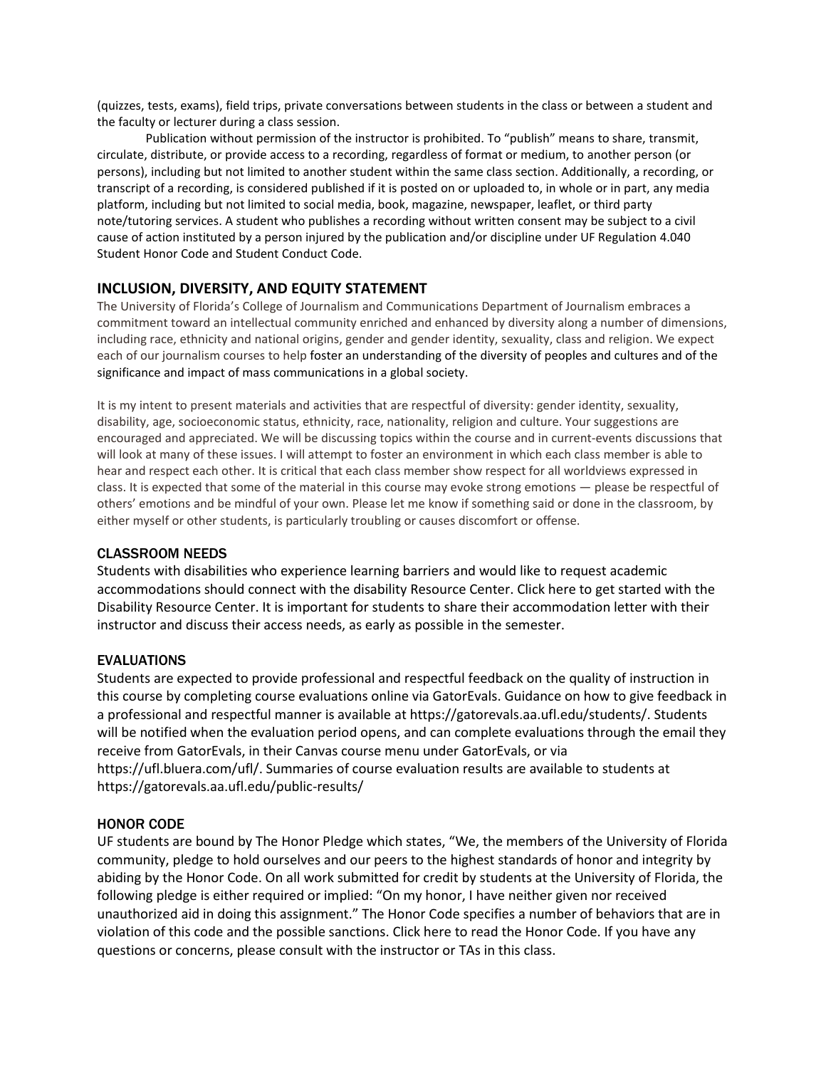(quizzes, tests, exams), field trips, private conversations between students in the class or between a student and the faculty or lecturer during a class session.

Publication without permission of the instructor is prohibited. To "publish" means to share, transmit, circulate, distribute, or provide access to a recording, regardless of format or medium, to another person (or persons), including but not limited to another student within the same class section. Additionally, a recording, or transcript of a recording, is considered published if it is posted on or uploaded to, in whole or in part, any media platform, including but not limited to social media, book, magazine, newspaper, leaflet, or third party note/tutoring services. A student who publishes a recording without written consent may be subject to a civil cause of action instituted by a person injured by the publication and/or discipline under UF Regulation 4.040 Student Honor Code and Student Conduct Code.

## INCLUSION, DIVERSITY, AND EQUITY STATEMENT

The University of Florida's College of Journalism and Communications Department of Journalism embraces a commitment toward an intellectual community enriched and enhanced by diversity along a number of dimensions, including race, ethnicity and national origins, gender and gender identity, sexuality, class and religion. We expect each of our journalism courses to help foster an understanding of the diversity of peoples and cultures and of the significance and impact of mass communications in a global society.

It is my intent to present materials and activities that are respectful of diversity: gender identity, sexuality, disability, age, socioeconomic status, ethnicity, race, nationality, religion and culture. Your suggestions are encouraged and appreciated. We will be discussing topics within the course and in current-events discussions that will look at many of these issues. I will attempt to foster an environment in which each class member is able to hear and respect each other. It is critical that each class member show respect for all worldviews expressed in class. It is expected that some of the material in this course may evoke strong emotions — please be respectful of others' emotions and be mindful of your own. Please let me know if something said or done in the classroom, by either myself or other students, is particularly troubling or causes discomfort or offense.

### CLASSROOM NEEDS

Students with disabilities who experience learning barriers and would like to request academic accommodations should connect with the disability Resource Center. Click here to get started with the Disability Resource Center. It is important for students to share their accommodation letter with their instructor and discuss their access needs, as early as possible in the semester.

### EVALUATIONS

Students are expected to provide professional and respectful feedback on the quality of instruction in this course by completing course evaluations online via GatorEvals. Guidance on how to give feedback in a professional and respectful manner is available at https://gatorevals.aa.ufl.edu/students/. Students will be notified when the evaluation period opens, and can complete evaluations through the email they receive from GatorEvals, in their Canvas course menu under GatorEvals, or via https://ufl.bluera.com/ufl/. Summaries of course evaluation results are available to students at https://gatorevals.aa.ufl.edu/public-results/

### HONOR CODE

UF students are bound by The Honor Pledge which states, "We, the members of the University of Florida community, pledge to hold ourselves and our peers to the highest standards of honor and integrity by abiding by the Honor Code. On all work submitted for credit by students at the University of Florida, the following pledge is either required or implied: "On my honor, I have neither given nor received unauthorized aid in doing this assignment." The Honor Code specifies a number of behaviors that are in violation of this code and the possible sanctions. Click here to read the Honor Code. If you have any questions or concerns, please consult with the instructor or TAs in this class.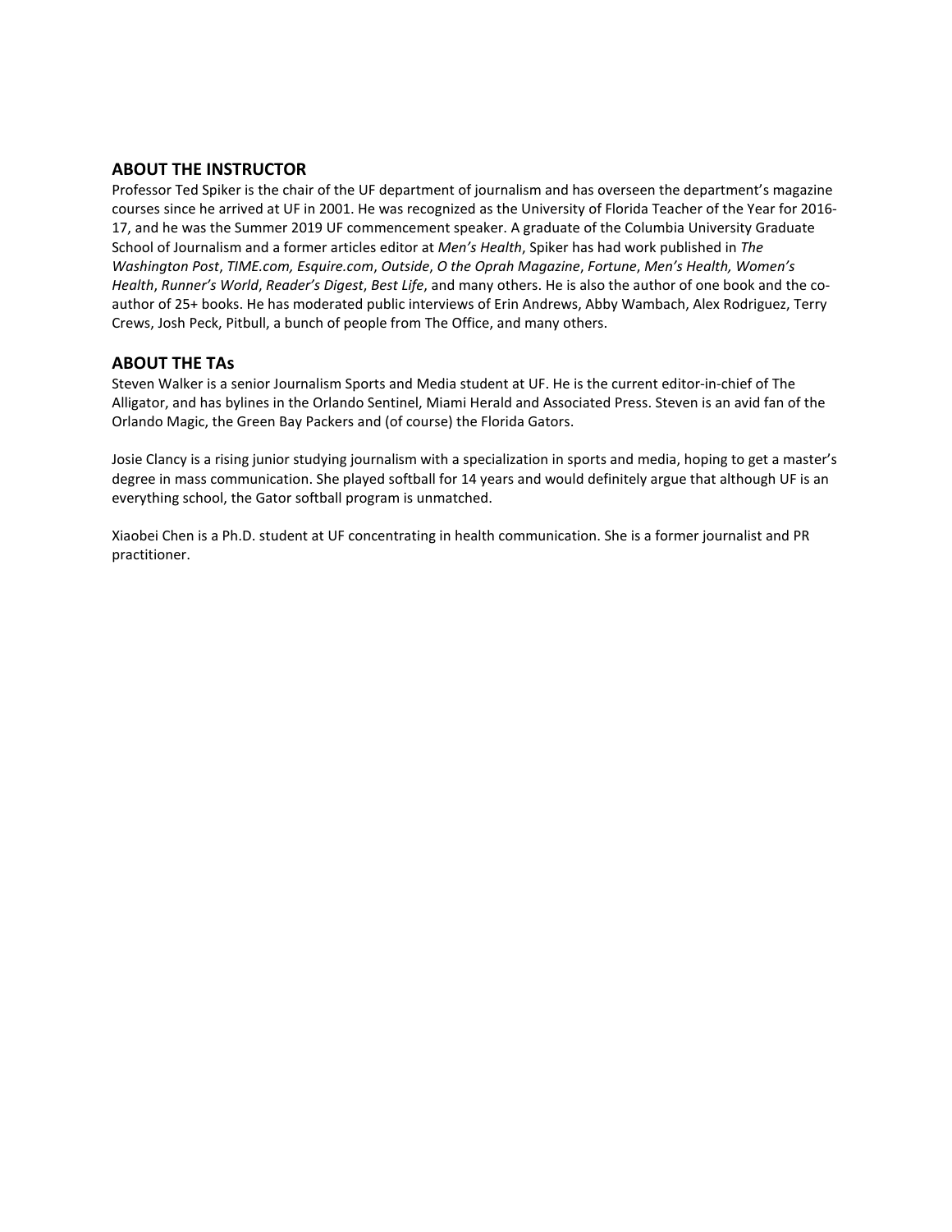## ABOUT THE INSTRUCTOR

Professor Ted Spiker is the chair of the UF department of journalism and has overseen the department's magazine courses since he arrived at UF in 2001. He was recognized as the University of Florida Teacher of the Year for 2016-17, and he was the Summer 2019 UF commencement speaker. A graduate of the Columbia University Graduate School of Journalism and a former articles editor at *Men's Health*, Spiker has had work published in *The Washington Post*, *TIME.com, Esquire.com*, *Outside*, *O the Oprah Magazine*, *Fortune*, *Men's Health, Women's Health*, *Runner's World*, *Reader's Digest*, *Best Life*, and many others. He is also the author of one book and the co-author of 25+ books. He has moderated public interviews of Erin Andrews, Abby Wambach, Alex Rodriguez, Terry Crews, Josh Peck, Pitbull, a bunch of people from The Office, and many others.

## ABOUT THE TAs

Steven Walker is a senior Journalism Sports and Media student at UF. He is the current editor-in-chief of The Alligator, and has bylines in the Orlando Sentinel, Miami Herald and Associated Press. Steven is an avid fan of the Orlando Magic, the Green Bay Packers and (of course) the Florida Gators.

Josie Clancy is a rising junior studying journalism with a specialization in sports and media, hoping to get a master's degree in mass communication. She played softball for 14 years and would definitely argue that although UF is an everything school, the Gator softball program is unmatched.

Xiaobei Chen is a Ph.D. student at UF concentrating in health communication. She is a former journalist and PR practitioner.